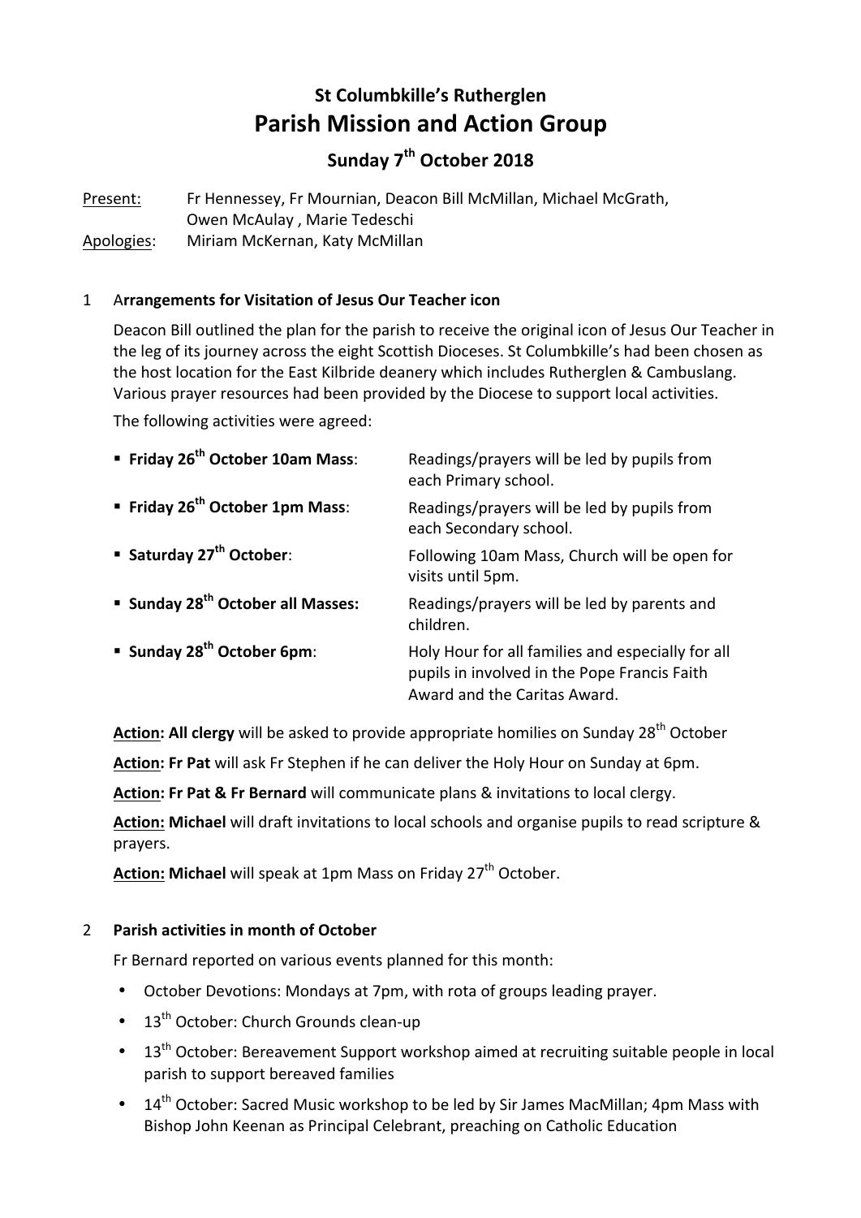# St Columbkille's Rutherglen

## Parish Mission and Action Group

### Sunday 7th October 2018

Present: Fr Hennessey, Fr Mournian, Deacon Bill McMillan, Michael McGrath, Owen McAulay , Marie Tedeschi

Apologies: Miriam McKernan, Katy McMillan

## 1 Arrangements for Visitation of Jesus Our Teacher icon

Deacon Bill outlined the plan for the parish to receive the original icon of Jesus Our Teacher in the leg of its journey across the eight Scottish Dioceses. St Columbkille's had been chosen as the host location for the East Kilbride deanery which includes Rutherglen & Cambuslang. Various prayer resources had been provided by the Diocese to support local activities.

The following activities were agreed:

- **Friday 26th October 10am Mass**: Readings/prayers will be led by pupils from each Primary school.
- **Friday 26th October 1pm Mass**: Readings/prayers will be led by pupils from each Secondary school.
- **Saturday 27th October**: Following 10am Mass, Church will be open for visits until 5pm.
- **Sunday 28th October all Masses:** Readings/prayers will be led by parents and children.
- **Sunday 28th October 6pm**: Holy Hour for all families and especially for all pupils in involved in the Pope Francis Faith Award and the Caritas Award.

**Action: All clergy** will be asked to provide appropriate homilies on Sunday 28th October

**Action: Fr Pat** will ask Fr Stephen if he can deliver the Holy Hour on Sunday at 6pm.

**Action: Fr Pat & Fr Bernard** will communicate plans & invitations to local clergy.

**Action: Michael** will draft invitations to local schools and organise pupils to read scripture & prayers.

**Action: Michael** will speak at 1pm Mass on Friday 27th October.

## 2 Parish activities in month of October

Fr Bernard reported on various events planned for this month:

- October Devotions: Mondays at 7pm, with rota of groups leading prayer.
- 13th October: Church Grounds clean-up
- 13th October: Bereavement Support workshop aimed at recruiting suitable people in local parish to support bereaved families
- 14th October: Sacred Music workshop to be led by Sir James MacMillan; 4pm Mass with Bishop John Keenan as Principal Celebrant, preaching on Catholic Education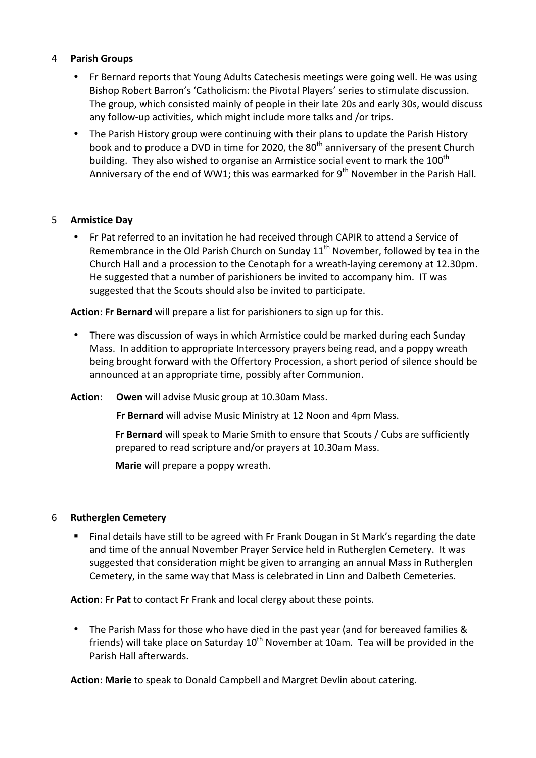## 4 Parish Groups

- Fr Bernard reports that Young Adults Catechesis meetings were going well. He was using Bishop Robert Barron's 'Catholicism: the Pivotal Players' series to stimulate discussion. The group, which consisted mainly of people in their late 20s and early 30s, would discuss any follow-up activities, which might include more talks and /or trips.
- The Parish History group were continuing with their plans to update the Parish History book and to produce a DVD in time for 2020, the 80th anniversary of the present Church building. They also wished to organise an Armistice social event to mark the 100th Anniversary of the end of WW1; this was earmarked for 9th November in the Parish Hall.

## 5 Armistice Day

- Fr Pat referred to an invitation he had received through CAPIR to attend a Service of Remembrance in the Old Parish Church on Sunday 11th November, followed by tea in the Church Hall and a procession to the Cenotaph for a wreath-laying ceremony at 12.30pm. He suggested that a number of parishioners be invited to accompany him. IT was suggested that the Scouts should also be invited to participate.

**Action**: **Fr Bernard** will prepare a list for parishioners to sign up for this.

- There was discussion of ways in which Armistice could be marked during each Sunday Mass. In addition to appropriate Intercessory prayers being read, and a poppy wreath being brought forward with the Offertory Procession, a short period of silence should be announced at an appropriate time, possibly after Communion.

**Action**: **Owen** will advise Music group at 10.30am Mass.

**Fr Bernard** will advise Music Ministry at 12 Noon and 4pm Mass.

**Fr Bernard** will speak to Marie Smith to ensure that Scouts / Cubs are sufficiently prepared to read scripture and/or prayers at 10.30am Mass.

**Marie** will prepare a poppy wreath.

## 6 Rutherglen Cemetery

- Final details have still to be agreed with Fr Frank Dougan in St Mark's regarding the date and time of the annual November Prayer Service held in Rutherglen Cemetery. It was suggested that consideration might be given to arranging an annual Mass in Rutherglen Cemetery, in the same way that Mass is celebrated in Linn and Dalbeth Cemeteries.

**Action**: **Fr Pat** to contact Fr Frank and local clergy about these points.

- The Parish Mass for those who have died in the past year (and for bereaved families & friends) will take place on Saturday 10th November at 10am. Tea will be provided in the Parish Hall afterwards.

**Action**: **Marie** to speak to Donald Campbell and Margret Devlin about catering.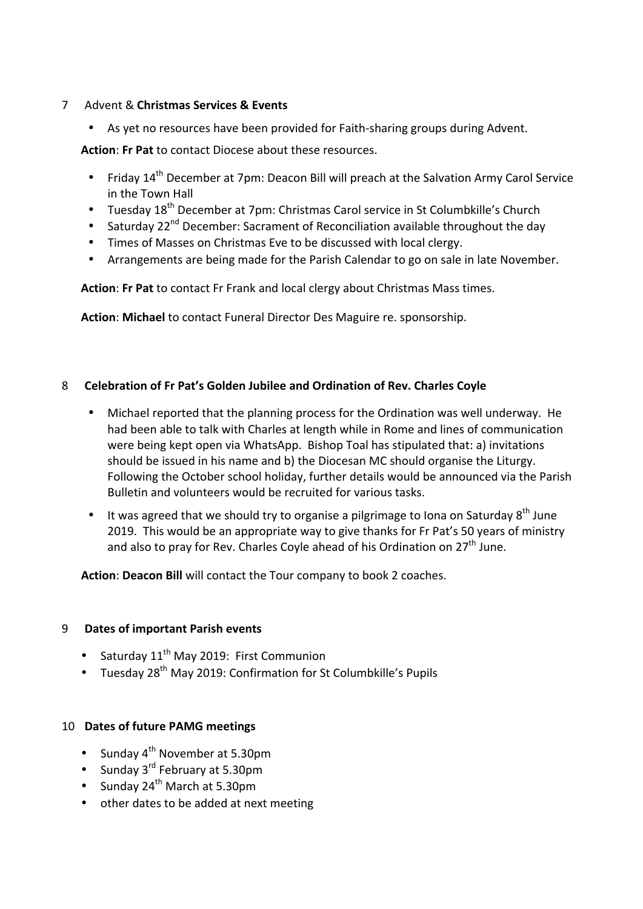## 7 Advent & **Christmas Services & Events**

- As yet no resources have been provided for Faith-sharing groups during Advent.

**Action**: **Fr Pat** to contact Diocese about these resources.

- Friday 14th December at 7pm: Deacon Bill will preach at the Salvation Army Carol Service in the Town Hall
- Tuesday 18th December at 7pm: Christmas Carol service in St Columbkille's Church
- Saturday 22nd December: Sacrament of Reconciliation available throughout the day
- Times of Masses on Christmas Eve to be discussed with local clergy.
- Arrangements are being made for the Parish Calendar to go on sale in late November.

**Action**: **Fr Pat** to contact Fr Frank and local clergy about Christmas Mass times.

**Action**: **Michael** to contact Funeral Director Des Maguire re. sponsorship.

## 8 **Celebration of Fr Pat's Golden Jubilee and Ordination of Rev. Charles Coyle**

- Michael reported that the planning process for the Ordination was well underway. He had been able to talk with Charles at length while in Rome and lines of communication were being kept open via WhatsApp. Bishop Toal has stipulated that: a) invitations should be issued in his name and b) the Diocesan MC should organise the Liturgy. Following the October school holiday, further details would be announced via the Parish Bulletin and volunteers would be recruited for various tasks.
- It was agreed that we should try to organise a pilgrimage to Iona on Saturday 8th June 2019. This would be an appropriate way to give thanks for Fr Pat's 50 years of ministry and also to pray for Rev. Charles Coyle ahead of his Ordination on 27th June.

**Action**: **Deacon Bill** will contact the Tour company to book 2 coaches.

## 9 **Dates of important Parish events**

- Saturday 11th May 2019: First Communion
- Tuesday 28th May 2019: Confirmation for St Columbkille's Pupils

## 10 **Dates of future PAMG meetings**

- Sunday 4th November at 5.30pm
- Sunday 3rd February at 5.30pm
- Sunday 24th March at 5.30pm
- other dates to be added at next meeting